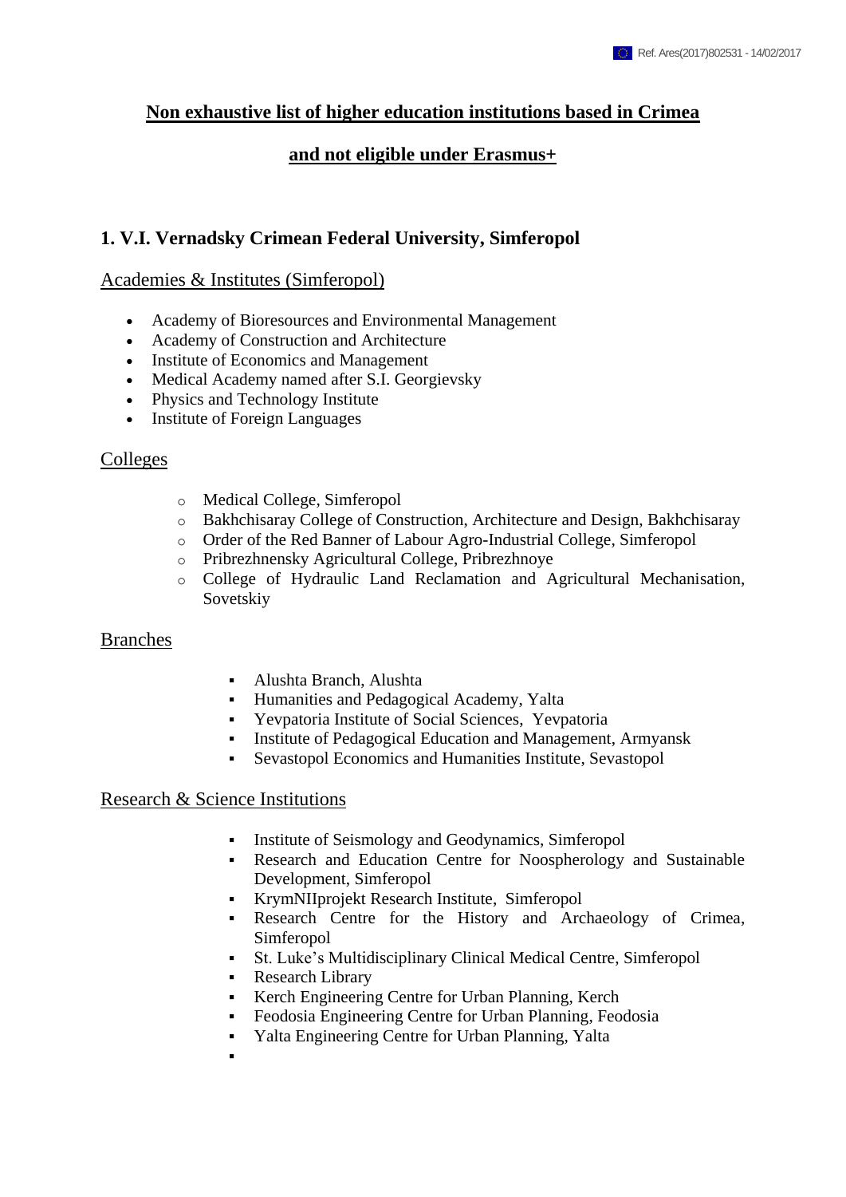# Non exhaustive list of higher education institutions based in Crimea

# and not eligible under Erasmus+

## 1. V.I. Vernadsky Crimean Federal University, Simferopol

### Academies & Institutes (Simferopol)

- Academy of Bioresources and Environmental Management
- Academy of Construction and Architecture
- Institute of Economics and Management
- Medical Academy named after S.I. Georgievsky
- Physics and Technology Institute
- Institute of Foreign Languages

### Colleges

- Medical College, Simferopol
- Bakhchisaray College of Construction, Architecture and Design, Bakhchisaray
- Order of the Red Banner of Labour Agro-Industrial College, Simferopol
- Pribrezhnensky Agricultural College, Pribrezhnoye
- College of Hydraulic Land Reclamation and Agricultural Mechanisation, Sovetskiy

### Branches

- Alushta Branch, Alushta
- Humanities and Pedagogical Academy, Yalta
- Yevpatoria Institute of Social Sciences, Yevpatoria
- Institute of Pedagogical Education and Management, Armyansk
- Sevastopol Economics and Humanities Institute, Sevastopol

### Research & Science Institutions

- Institute of Seismology and Geodynamics, Simferopol
- Research and Education Centre for Noospherology and Sustainable Development, Simferopol
- KrymNIIprojekt Research Institute, Simferopol
- Research Centre for the History and Archaeology of Crimea, Simferopol
- St. Luke's Multidisciplinary Clinical Medical Centre, Simferopol
- Research Library
- Kerch Engineering Centre for Urban Planning, Kerch
- Feodosia Engineering Centre for Urban Planning, Feodosia
- Yalta Engineering Centre for Urban Planning, Yalta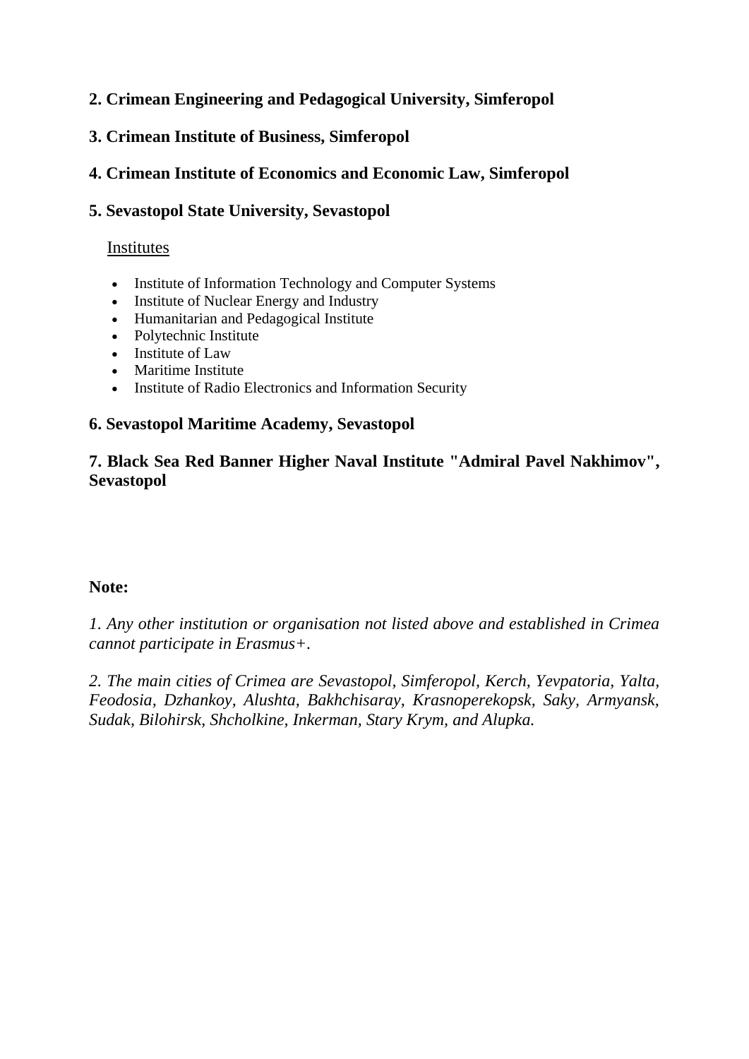**2. Crimean Engineering and Pedagogical University, Simferopol**

**3. Crimean Institute of Business, Simferopol**

**4. Crimean Institute of Economics and Economic Law, Simferopol**

**5. Sevastopol State University, Sevastopol**

<u>Institutes</u>

- Institute of Information Technology and Computer Systems
- Institute of Nuclear Energy and Industry
- Humanitarian and Pedagogical Institute
- Polytechnic Institute
- Institute of Law
- Maritime Institute
- Institute of Radio Electronics and Information Security

**6. Sevastopol Maritime Academy, Sevastopol**

**7. Black Sea Red Banner Higher Naval Institute "Admiral Pavel Nakhimov", Sevastopol**

**Note:**

*1. Any other institution or organisation not listed above and established in Crimea cannot participate in Erasmus+.*

*2. The main cities of Crimea are Sevastopol, Simferopol, Kerch, Yevpatoria, Yalta, Feodosia, Dzhankoy, Alushta, Bakhchisaray, Krasnoperekopsk, Saky, Armyansk, Sudak, Bilohirsk, Shcholkine, Inkerman, Stary Krym, and Alupka.*